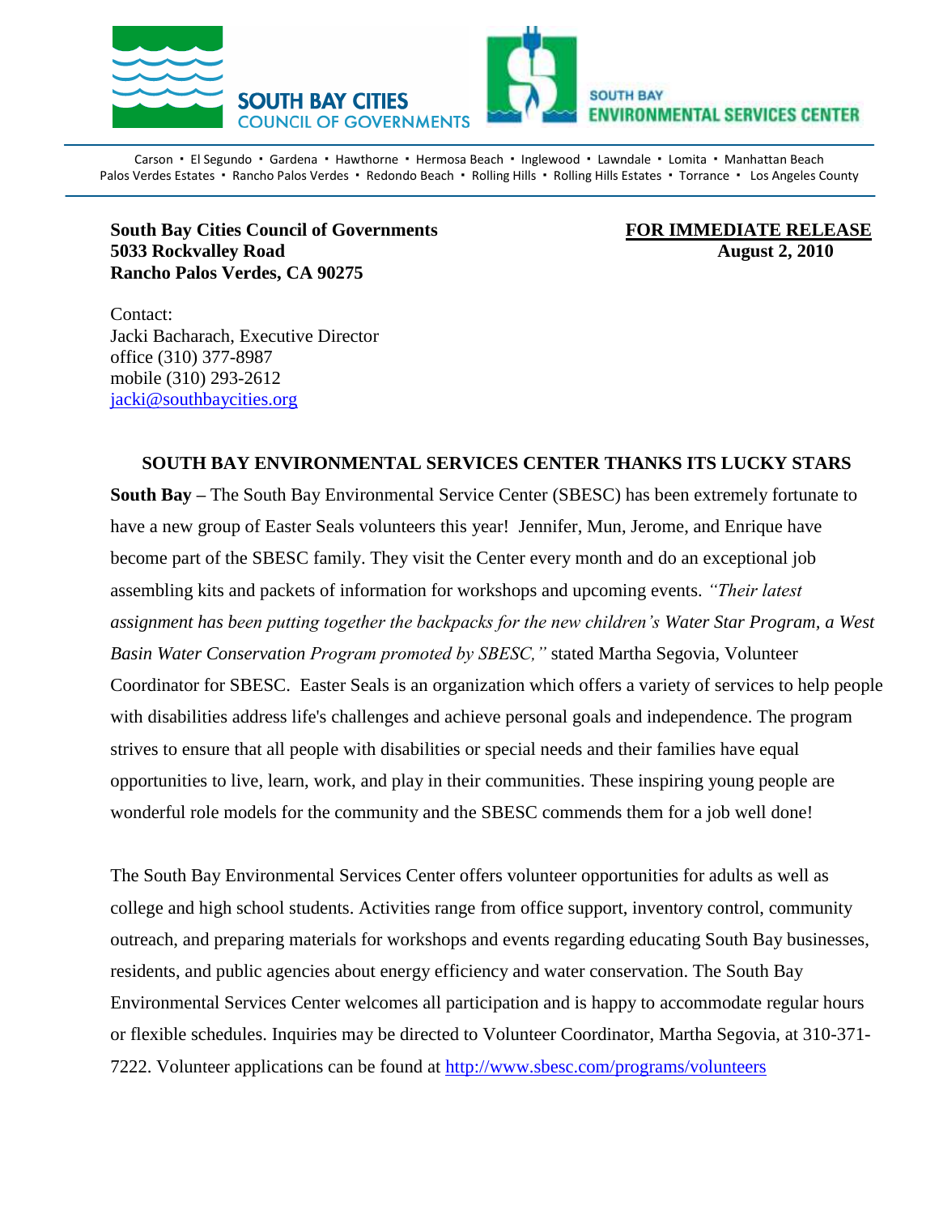SOUTH BAY CITIES COUNCIL OF GOVERNMENTS

SOUTH BAY ENVIRONMENTAL SERVICES CENTER

Carson • El Segundo • Gardena • Hawthorne • Hermosa Beach • Inglewood • Lawndale • Lomita • Manhattan Beach
Palos Verdes Estates • Rancho Palos Verdes • Redondo Beach • Rolling Hills • Rolling Hills Estates • Torrance • Los Angeles County

**South Bay Cities Council of Governments**
**5033 Rockvalley Road**
**Rancho Palos Verdes, CA 90275**

**FOR IMMEDIATE RELEASE**
**August 2, 2010**

Contact:
Jacki Bacharach, Executive Director
office (310) 377-8987
mobile (310) 293-2612
jacki@southbaycities.org

## SOUTH BAY ENVIRONMENTAL SERVICES CENTER THANKS ITS LUCKY STARS

**South Bay** – The South Bay Environmental Service Center (SBESC) has been extremely fortunate to have a new group of Easter Seals volunteers this year! Jennifer, Mun, Jerome, and Enrique have become part of the SBESC family. They visit the Center every month and do an exceptional job assembling kits and packets of information for workshops and upcoming events. *"Their latest assignment has been putting together the backpacks for the new children's Water Star Program, a West Basin Water Conservation Program promoted by SBESC,"* stated Martha Segovia, Volunteer Coordinator for SBESC. Easter Seals is an organization which offers a variety of services to help people with disabilities address life's challenges and achieve personal goals and independence. The program strives to ensure that all people with disabilities or special needs and their families have equal opportunities to live, learn, work, and play in their communities. These inspiring young people are wonderful role models for the community and the SBESC commends them for a job well done!

The South Bay Environmental Services Center offers volunteer opportunities for adults as well as college and high school students. Activities range from office support, inventory control, community outreach, and preparing materials for workshops and events regarding educating South Bay businesses, residents, and public agencies about energy efficiency and water conservation. The South Bay Environmental Services Center welcomes all participation and is happy to accommodate regular hours or flexible schedules. Inquiries may be directed to Volunteer Coordinator, Martha Segovia, at 310-371-7222. Volunteer applications can be found at http://www.sbesc.com/programs/volunteers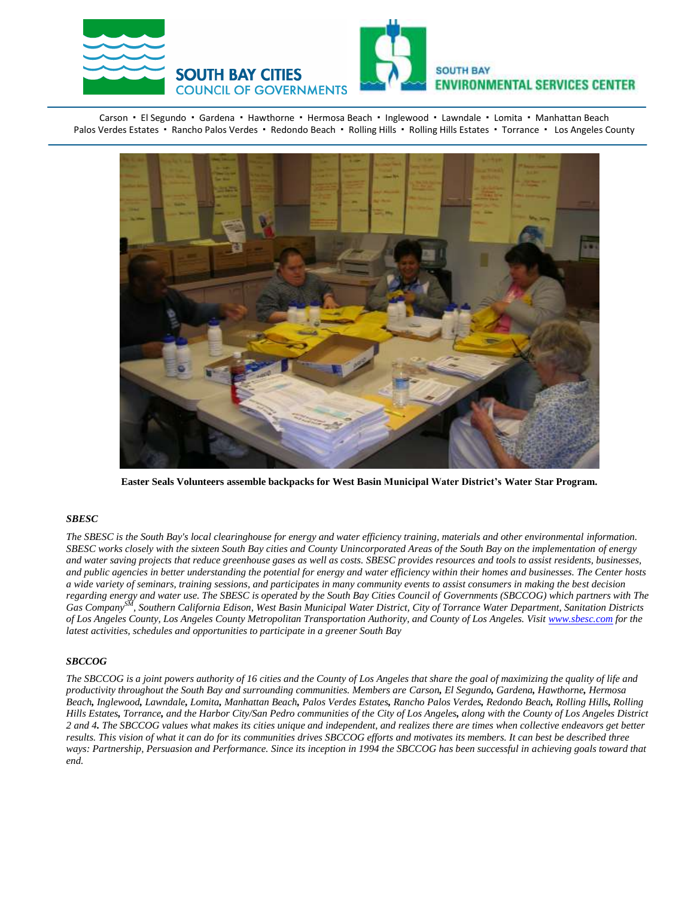SOUTH BAY CITIES COUNCIL OF GOVERNMENTS

SOUTH BAY ENVIRONMENTAL SERVICES CENTER

Carson ▪ El Segundo ▪ Gardena ▪ Hawthorne ▪ Hermosa Beach ▪ Inglewood ▪ Lawndale ▪ Lomita ▪ Manhattan Beach
Palos Verdes Estates ▪ Rancho Palos Verdes ▪ Redondo Beach ▪ Rolling Hills ▪ Rolling Hills Estates ▪ Torrance ▪ Los Angeles County

**Easter Seals Volunteers assemble backpacks for West Basin Municipal Water District's Water Star Program.**

***SBESC***

*The SBESC is the South Bay's local clearinghouse for energy and water efficiency training, materials and other environmental information. SBESC works closely with the sixteen South Bay cities and County Unincorporated Areas of the South Bay on the implementation of energy and water saving projects that reduce greenhouse gases as well as costs. SBESC provides resources and tools to assist residents, businesses, and public agencies in better understanding the potential for energy and water efficiency within their homes and businesses. The Center hosts a wide variety of seminars, training sessions, and participates in many community events to assist consumers in making the best decision regarding energy and water use. The SBESC is operated by the South Bay Cities Council of Governments (SBCCOG) which partners with The Gas Company[SM], Southern California Edison, West Basin Municipal Water District, City of Torrance Water Department, Sanitation Districts of Los Angeles County, Los Angeles County Metropolitan Transportation Authority, and County of Los Angeles. Visit [www.sbesc.com](http://www.sbesc.com) for the latest activities, schedules and opportunities to participate in a greener South Bay*

***SBCCOG***

*The SBCCOG is a joint powers authority of 16 cities and the County of Los Angeles that share the goal of maximizing the quality of life and productivity throughout the South Bay and surrounding communities. Members are Carson, El Segundo, Gardena, Hawthorne, Hermosa Beach, Inglewood, Lawndale, Lomita, Manhattan Beach, Palos Verdes Estates, Rancho Palos Verdes, Redondo Beach, Rolling Hills, Rolling Hills Estates, Torrance, and the Harbor City/San Pedro communities of the City of Los Angeles, along with the County of Los Angeles District 2 and 4. The SBCCOG values what makes its cities unique and independent, and realizes there are times when collective endeavors get better results. This vision of what it can do for its communities drives SBCCOG efforts and motivates its members. It can best be described three ways: Partnership, Persuasion and Performance. Since its inception in 1994 the SBCCOG has been successful in achieving goals toward that end.*